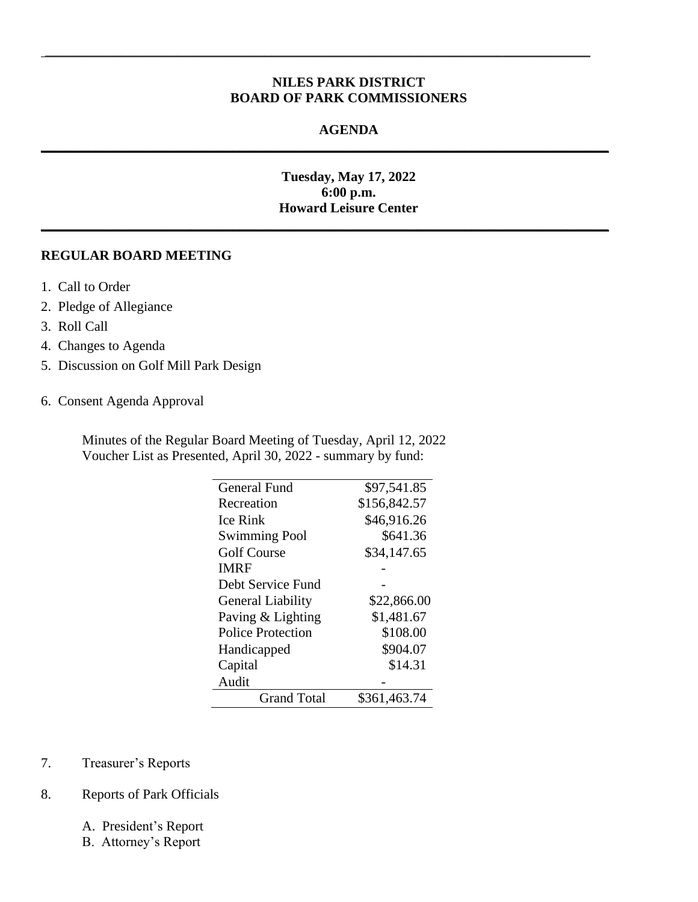## NILES PARK DISTRICT
## BOARD OF PARK COMMISSIONERS

### AGENDA

**Tuesday, May 17, 2022**
**6:00 p.m.**
**Howard Leisure Center**

**REGULAR BOARD MEETING**

1. Call to Order
2. Pledge of Allegiance
3. Roll Call
4. Changes to Agenda
5. Discussion on Golf Mill Park Design
6. Consent Agenda Approval

Minutes of the Regular Board Meeting of Tuesday, April 12, 2022
Voucher List as Presented, April 30, 2022 - summary by fund:

| Fund | Amount |
|---|---|
| General Fund | $97,541.85 |
| Recreation | $156,842.57 |
| Ice Rink | $46,916.26 |
| Swimming Pool | $641.36 |
| Golf Course | $34,147.65 |
| IMRF | - |
| Debt Service Fund | - |
| General Liability | $22,866.00 |
| Paving & Lighting | $1,481.67 |
| Police Protection | $108.00 |
| Handicapped | $904.07 |
| Capital | $14.31 |
| Audit | - |
| Grand Total | $361,463.74 |

7. Treasurer's Reports

8. Reports of Park Officials

   A. President's Report
   B. Attorney's Report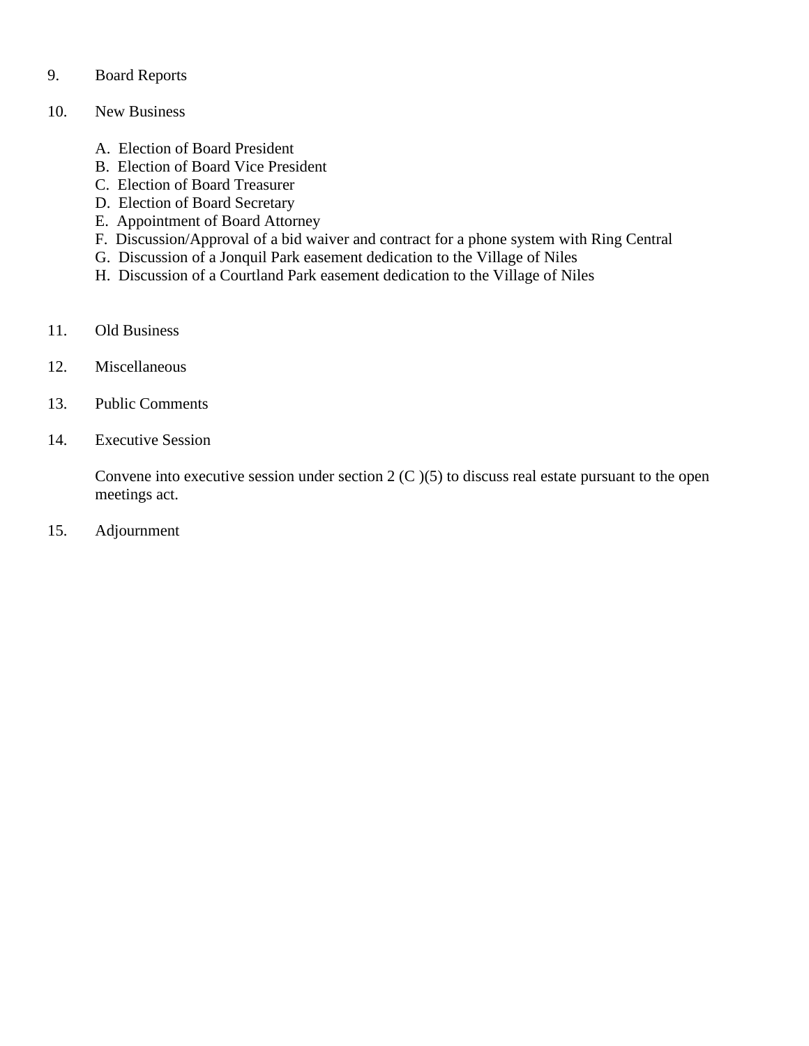9. Board Reports

10. New Business

    A. Election of Board President
    B. Election of Board Vice President
    C. Election of Board Treasurer
    D. Election of Board Secretary
    E. Appointment of Board Attorney
    F. Discussion/Approval of a bid waiver and contract for a phone system with Ring Central
    G. Discussion of a Jonquil Park easement dedication to the Village of Niles
    H. Discussion of a Courtland Park easement dedication to the Village of Niles

11. Old Business

12. Miscellaneous

13. Public Comments

14. Executive Session

    Convene into executive session under section 2 (C )(5) to discuss real estate pursuant to the open meetings act.

15. Adjournment